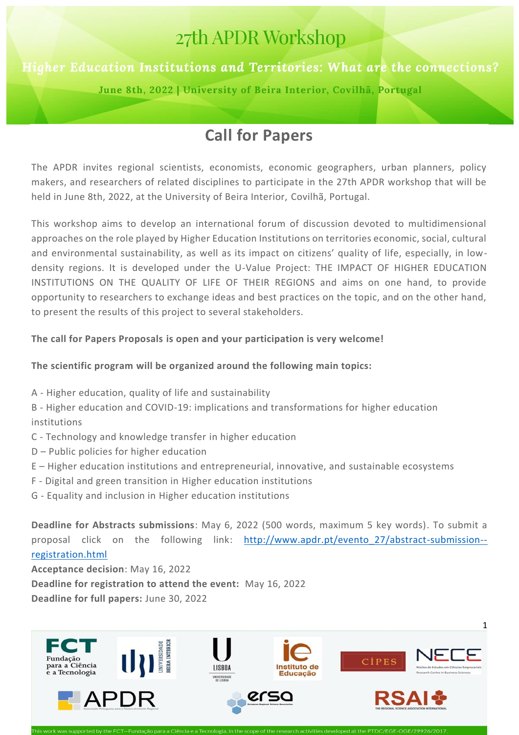# 27th APDR Workshop

***Higher Education Institutions and Territories: What are the connections?***

**June 8th, 2022 | University of Beira Interior, Covilhã, Portugal**

## Call for Papers

The APDR invites regional scientists, economists, economic geographers, urban planners, policy makers, and researchers of related disciplines to participate in the 27th APDR workshop that will be held in June 8th, 2022, at the University of Beira Interior, Covilhã, Portugal.

This workshop aims to develop an international forum of discussion devoted to multidimensional approaches on the role played by Higher Education Institutions on territories economic, social, cultural and environmental sustainability, as well as its impact on citizens' quality of life, especially, in low-density regions. It is developed under the U-Value Project: THE IMPACT OF HIGHER EDUCATION INSTITUTIONS ON THE QUALITY OF LIFE OF THEIR REGIONS and aims on one hand, to provide opportunity to researchers to exchange ideas and best practices on the topic, and on the other hand, to present the results of this project to several stakeholders.

**The call for Papers Proposals is open and your participation is very welcome!**

**The scientific program will be organized around the following main topics:**

A - Higher education, quality of life and sustainability
B - Higher education and COVID-19: implications and transformations for higher education institutions
C - Technology and knowledge transfer in higher education
D – Public policies for higher education
E – Higher education institutions and entrepreneurial, innovative, and sustainable ecosystems
F - Digital and green transition in Higher education institutions
G - Equality and inclusion in Higher education institutions

**Deadline for Abstracts submissions**: May 6, 2022 (500 words, maximum 5 key words). To submit a proposal click on the following link: [http://www.apdr.pt/evento_27/abstract-submission--registration.html](http://www.apdr.pt/evento_27/abstract-submission--registration.html)
**Acceptance decision**: May 16, 2022
**Deadline for registration to attend the event:** May 16, 2022
**Deadline for full papers:** June 30, 2022

This work was supported by the FCT—Fundação para a Ciência e a Tecnologia, in the scope of the research activities developed at the PTDC/EGE-OGE/29926/2017.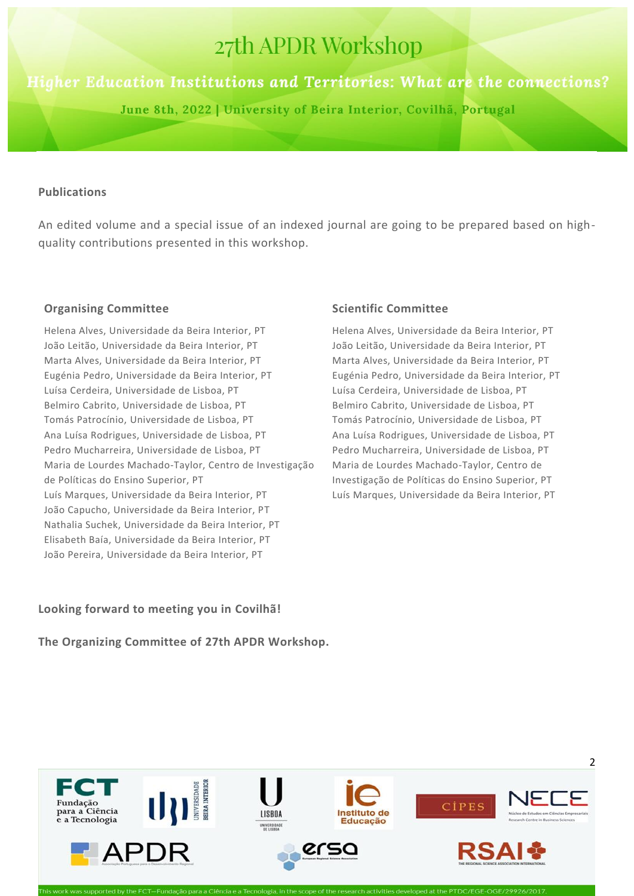# 27th APDR Workshop

**Higher Education Institutions and Territories: What are the connections?**

**June 8th, 2022 | University of Beira Interior, Covilhã, Portugal**

## Publications

An edited volume and a special issue of an indexed journal are going to be prepared based on high-quality contributions presented in this workshop.

### Organising Committee

Helena Alves, Universidade da Beira Interior, PT
João Leitão, Universidade da Beira Interior, PT
Marta Alves, Universidade da Beira Interior, PT
Eugénia Pedro, Universidade da Beira Interior, PT
Luísa Cerdeira, Universidade de Lisboa, PT
Belmiro Cabrito, Universidade de Lisboa, PT
Tomás Patrocínio, Universidade de Lisboa, PT
Ana Luísa Rodrigues, Universidade de Lisboa, PT
Pedro Mucharreira, Universidade de Lisboa, PT
Maria de Lourdes Machado-Taylor, Centro de Investigação de Políticas do Ensino Superior, PT
Luís Marques, Universidade da Beira Interior, PT
João Capucho, Universidade da Beira Interior, PT
Nathalia Suchek, Universidade da Beira Interior, PT
Elisabeth Baía, Universidade da Beira Interior, PT
João Pereira, Universidade da Beira Interior, PT

### Scientific Committee

Helena Alves, Universidade da Beira Interior, PT
João Leitão, Universidade da Beira Interior, PT
Marta Alves, Universidade da Beira Interior, PT
Eugénia Pedro, Universidade da Beira Interior, PT
Luísa Cerdeira, Universidade de Lisboa, PT
Belmiro Cabrito, Universidade de Lisboa, PT
Tomás Patrocínio, Universidade de Lisboa, PT
Ana Luísa Rodrigues, Universidade de Lisboa, PT
Pedro Mucharreira, Universidade de Lisboa, PT
Maria de Lourdes Machado-Taylor, Centro de Investigação de Políticas do Ensino Superior, PT
Luís Marques, Universidade da Beira Interior, PT

**Looking forward to meeting you in Covilhã!**

**The Organizing Committee of 27th APDR Workshop.**

This work was supported by the FCT—Fundação para a Ciência e a Tecnologia, in the scope of the research activities developed at the PTDC/EGE-OGE/29926/2017.